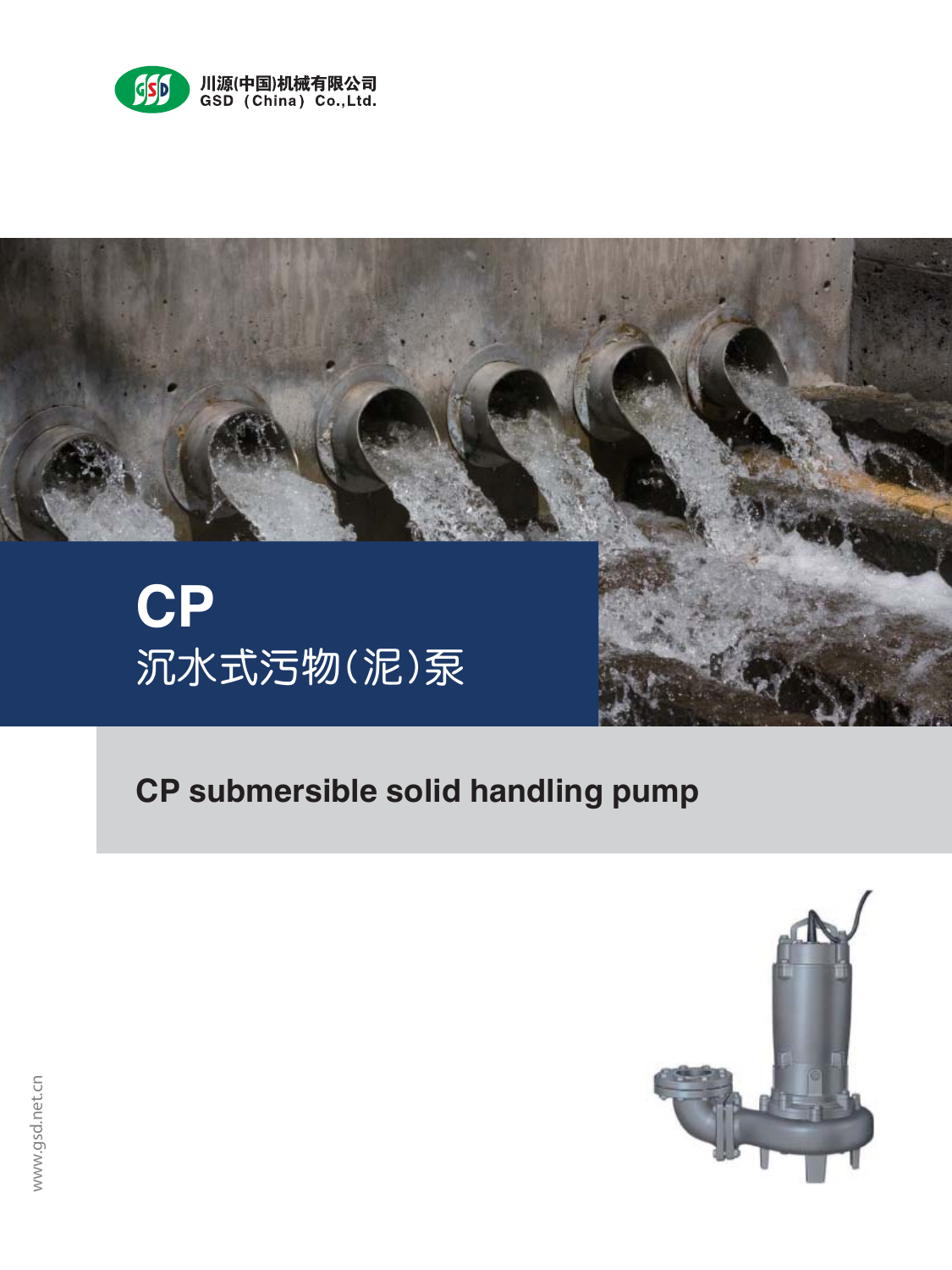川源(中国)机械有限公司
GSD (China) Co.,Ltd.

# CP
## 沉水式污物(泥)泵

## CP submersible solid handling pump

www.gsd.net.cn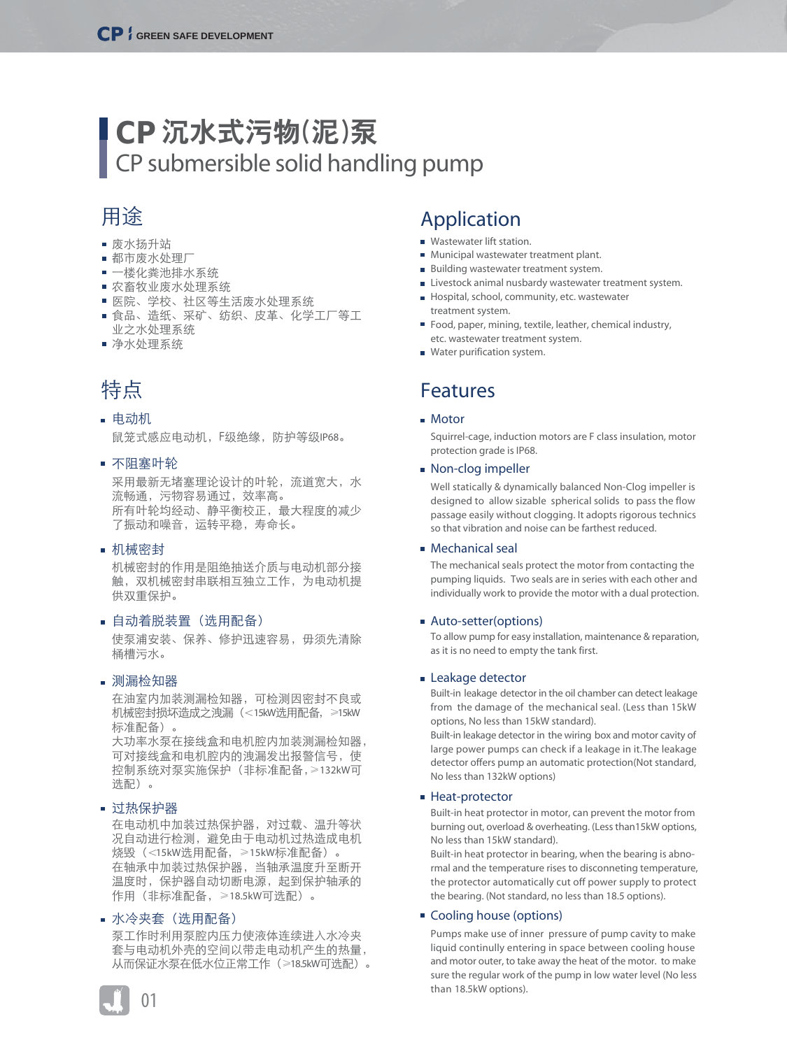# CP 沉水式污物(泥)泵

# CP submersible solid handling pump

## 用途

- 废水扬升站
- 都市废水处理厂
- 一楼化粪池排水系统
- 农畜牧业废水处理系统
- 医院、学校、社区等生活废水处理系统
- 食品、造纸、采矿、纺织、皮革、化学工厂等工业之水处理系统
- 净水处理系统

## 特点

- 电动机

  鼠笼式感应电动机，F级绝缘，防护等级IP68。

- 不阻塞叶轮

  采用最新无堵塞理论设计的叶轮，流道宽大，水流畅通，污物容易通过，效率高。
  所有叶轮均经动、静平衡校正，最大程度的减少了振动和噪音，运转平稳，寿命长。

- 机械密封

  机械密封的作用是阻绝抽送介质与电动机部分接触，双机械密封串联相互独立工作，为电动机提供双重保护。

- 自动着脱装置（选用配备）

  使泵浦安装、保养、修护迅速容易，毋须先清除桶槽污水。

- 测漏检知器

  在油室内加装测漏检知器，可检测因密封不良或机械密封损坏造成之洩漏（<15kW选用配备，≥15kW标准配备）。
  大功率水泵在接线盒和电机腔内加装测漏检知器，可对接线盒和电机腔内的洩漏发出报警信号，使控制系统对泵实施保护（非标准配备，≥132kW可选配）。

- 过热保护器

  在电动机中加装过热保护器，对过载、温升等状况自动进行检测，避免由于电动机过热造成电机烧毁（<15kW选用配备，≥15kW标准配备）。
  在轴承中加装过热保护器，当轴承温度升至断开温度时，保护器自动切断电源，起到保护轴承的作用（非标准配备，≥18.5kW可选配）。

- 水冷夹套（选用配备）

  泵工作时利用泵腔内压力使液体连续进入水冷夹套与电动机外壳的空间以带走电动机产生的热量，从而保证水泵在低水位正常工作（≥18.5kW可选配）。

## Application

- Wastewater lift station.
- Municipal wastewater treatment plant.
- Building wastewater treatment system.
- Livestock animal nusbardy wastewater treatment system.
- Hospital, school, community, etc. wastewater treatment system.
- Food, paper, mining, textile, leather, chemical industry, etc. wastewater treatment system.
- Water purification system.

## Features

- Motor

  Squirrel-cage, induction motors are F class insulation, motor protection grade is IP68.

- Non-clog impeller

  Well statically & dynamically balanced Non-Clog impeller is designed to allow sizable spherical solids to pass the flow passage easily without clogging. It adopts rigorous technics so that vibration and noise can be farthest reduced.

- Mechanical seal

  The mechanical seals protect the motor from contacting the pumping liquids. Two seals are in series with each other and individually work to provide the motor with a dual protection.

- Auto-setter(options)

  To allow pump for easy installation, maintenance & reparation, as it is no need to empty the tank first.

- Leakage detector

  Built-in leakage detector in the oil chamber can detect leakage from the damage of the mechanical seal. (Less than 15kW options, No less than 15kW standard).
  Built-in leakage detector in the wiring box and motor cavity of large power pumps can check if a leakage in it.The leakage detector offers pump an automatic protection(Not standard, No less than 132kW options)

- Heat-protector

  Built-in heat protector in motor, can prevent the motor from burning out, overload & overheating. (Less than15kW options, No less than 15kW standard).
  Built-in heat protector in bearing, when the bearing is abnormal and the temperature rises to disconneting temperature, the protector automatically cut off power supply to protect the bearing. (Not standard, no less than 18.5 options).

- Cooling house (options)

  Pumps make use of inner pressure of pump cavity to make liquid continully entering in space between cooling house and motor outer, to take away the heat of the motor. to make sure the regular work of the pump in low water level (No less than 18.5kW options).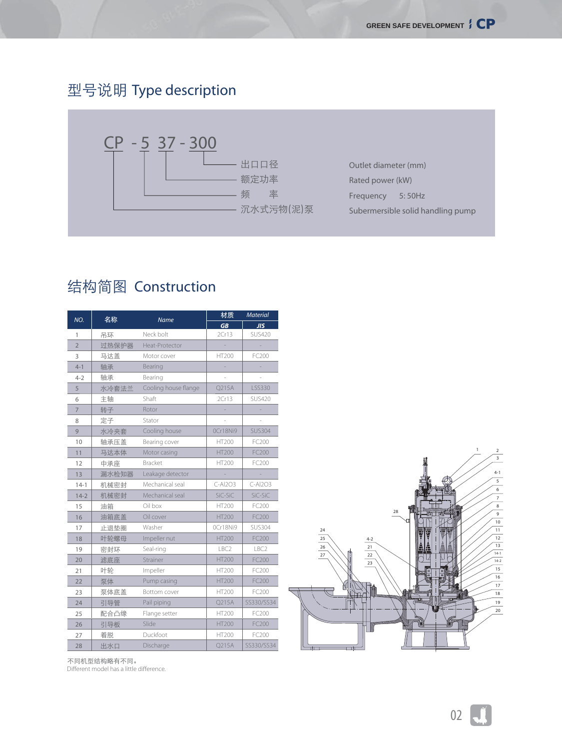## 型号说明 Type description

CP - 5 37 - 300

- 300 — 出口口径 — Outlet diameter (mm)
- 37 — 额定功率 — Rated power (kW)
- 5 — 频　率 — Frequency　5: 50Hz
- CP — 沉水式污物(泥)泵 — Subermersible solid handling pump

## 结构简图 Construction

| NO. | 名称 | Name | 材质 Material GB | JIS |
|---|---|---|---|---|
| 1 | 吊环 | Neck bolt | 2Cr13 | SUS420 |
| 2 | 过热保护器 | Heat-Protector | - | - |
| 3 | 马达盖 | Motor cover | HT200 | FC200 |
| 4-1 | 轴承 | Bearing | - | - |
| 4-2 | 轴承 | Bearing | - | - |
| 5 | 水冷套法兰 | Cooling house flange | Q215A | LSS330 |
| 6 | 主轴 | Shaft | 2Cr13 | SUS420 |
| 7 | 转子 | Rotor | - | - |
| 8 | 定子 | Stator | - | - |
| 9 | 水冷夹套 | Cooling house | 0Cr18Ni9 | SUS304 |
| 10 | 轴承压盖 | Bearing cover | HT200 | FC200 |
| 11 | 马达本体 | Motor casing | HT200 | FC200 |
| 12 | 中承座 | Bracket | HT200 | FC200 |
| 13 | 漏水检知器 | Leakage detector | - | - |
| 14-1 | 机械密封 | Mechanical seal | C-Al2O3 | C-Al2O3 |
| 14-2 | 机械密封 | Mechanical seal | SiC-SiC | SiC-SiC |
| 15 | 油箱 | Oil box | HT200 | FC200 |
| 16 | 油箱底盖 | Oil cover | HT200 | FC200 |
| 17 | 止退垫圈 | Washer | 0Cr18Ni9 | SUS304 |
| 18 | 叶轮螺母 | Impeller nut | HT200 | FC200 |
| 19 | 密封环 | Seal-ring | LBC2 | LBC2 |
| 20 | 滤底座 | Strainer | HT200 | FC200 |
| 21 | 叶轮 | Impeller | HT200 | FC200 |
| 22 | 泵体 | Pump casing | HT200 | FC200 |
| 23 | 泵体底盖 | Bottom cover | HT200 | FC200 |
| 24 | 引导管 | Pail piping | Q215A | SS330/SS34 |
| 25 | 配合凸缘 | Flange setter | HT200 | FC200 |
| 26 | 引导板 | Slide | HT200 | FC200 |
| 27 | 着脱 | Duckfoot | HT200 | FC200 |
| 28 | 出水口 | Discharge | Q215A | SS330/SS34 |

不同机型结构略有不同。
Different model has a little difference.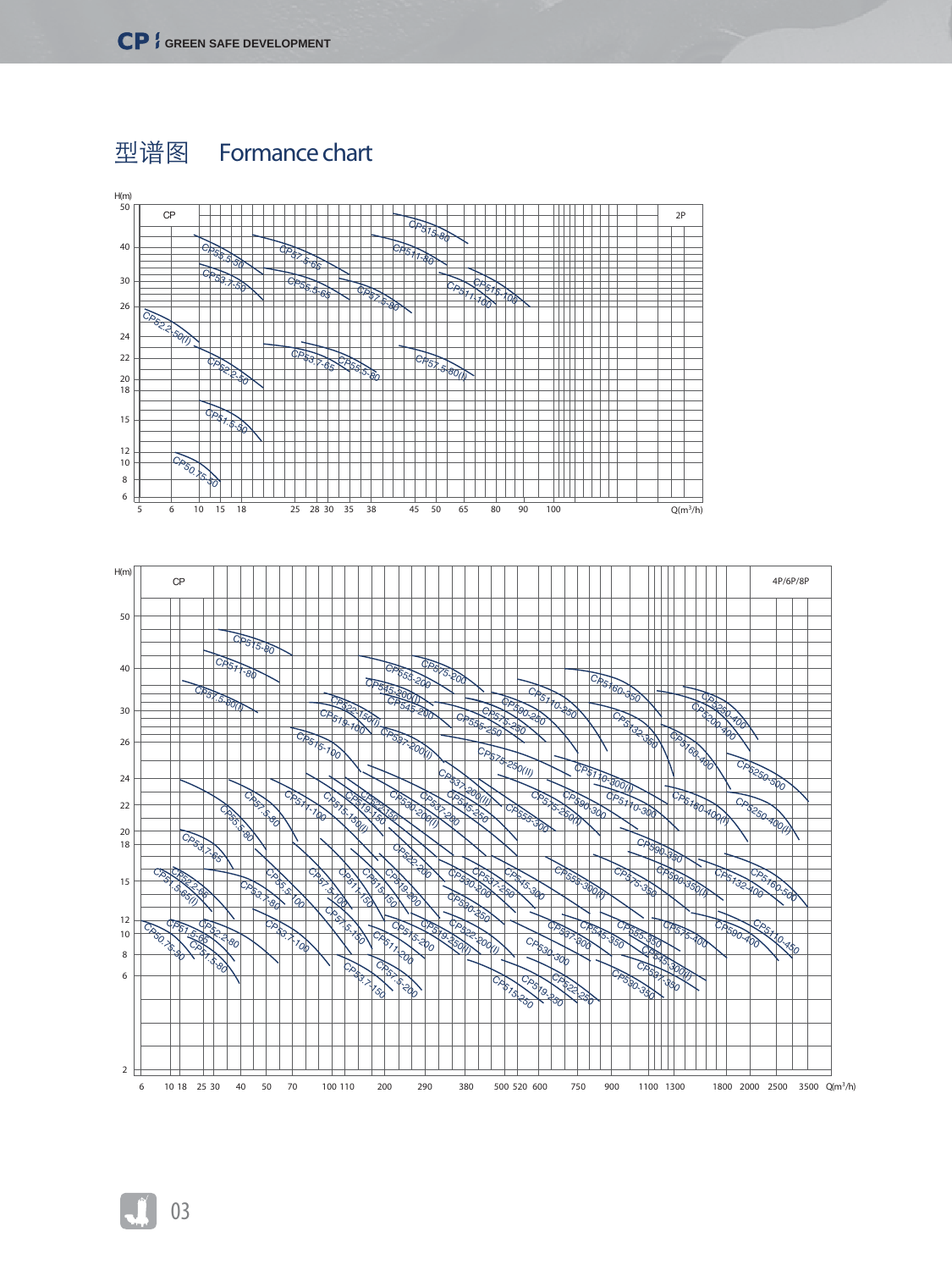# 型谱图　　Formance chart

H(m)

CP　　2P

CP55.5-50, CP53.7-50, CP57.5-65, CP55.5-65, CP515-80, CP511-80, CP57.5-80, CP515-100, CP511-100, CP52.2-50(I), CP52.2-50, CP53.7-65, CP55.5-80, CP57.5-80(I), CP51.5-50, CP50.75-50

Q(m³/h)

H(m)

CP　　4P/6P/8P

CP515-80, CP511-80, CP57.5-80(I), CP555-200, CP575-200, CP545-200(I), CP545-200, CP522-150(I), CP519-100, CP537-200(I), CP590-250, CP5110-250, CP555-250, CP575-250, CP5160-350, CP5132-350, CP5200-400, CP5250-400, CP515-100, CP575-250(II), CP537-200(II), CP5110-300(I), CP5160-400, CP5250-500, CP57.5-80, CP511-100, CP515-130(I), CP519-150, CP522-150, CP530-200(I), CP537-200, CP545-250, CP555-300, CP575-250(I), CP590-300, CP5110-300, CP5160-400(I), CP5250-400(I), CP55.5-80, CP53.7-65, CP590-350, CP590-350(I), CP575-350, CP5132-400, CP5160-500, CP522-200, CP530-200, CP537-250, CP545-300, CP555-300(I), CP52.2-65, CP51.5-65(I), CP55.5-100, CP57.5-100, CP511-150, CP515-150, CP519-200, CP53.7-80, CP590-250, CP53.7-100, CP57.5-150, CP511-200, CP515-200, CP519-250(I), CP522-200(I), CP537-300, CP545-350, CP555-350, CP575-400, CP590-400, CP5110-450, CP51.5-65, CP52.2-80, CP50.75-50, CP51.5-80, CP530-300, CP545-300(I), CP537-350, CP53.7-150, CP57.5-200, CP522-250, CP519-250, CP515-250, CP530-350

Q(m³/h)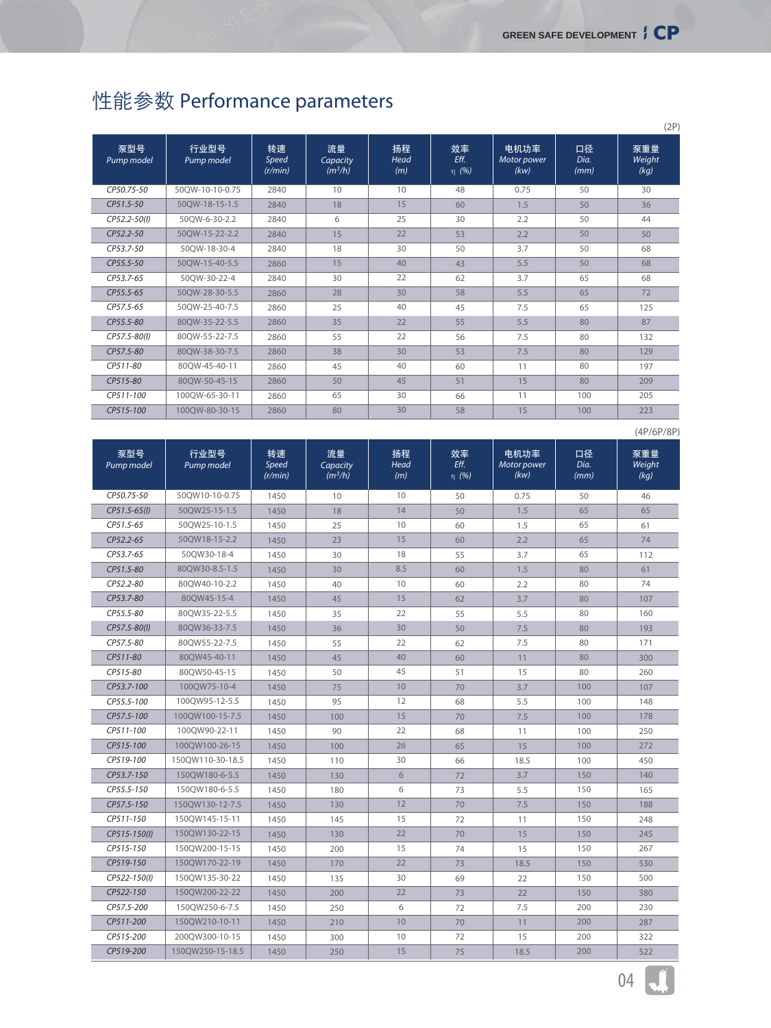# 性能参数 Performance parameters

(2P)

| 泵型号 Pump model | 行业型号 Pump model | 转速 Speed (r/min) | 流量 Capacity ($m^3/h$) | 扬程 Head (m) | 效率 Eff. η (%) | 电机功率 Motor power (kw) | 口径 Dia. (mm) | 泵重量 Weight (kg) |
|---|---|---|---|---|---|---|---|---|
| CP50.75-50 | 50QW-10-10-0.75 | 2840 | 10 | 10 | 48 | 0.75 | 50 | 30 |
| CP51.5-50 | 50QW-18-15-1.5 | 2840 | 18 | 15 | 60 | 1.5 | 50 | 36 |
| CP52.2-50(I) | 50QW-6-30-2.2 | 2840 | 6 | 25 | 30 | 2.2 | 50 | 44 |
| CP52.2-50 | 50QW-15-22-2.2 | 2840 | 15 | 22 | 53 | 2.2 | 50 | 50 |
| CP53.7-50 | 50QW-18-30-4 | 2840 | 18 | 30 | 50 | 3.7 | 50 | 68 |
| CP55.5-50 | 50QW-15-40-5.5 | 2860 | 15 | 40 | 43 | 5.5 | 50 | 68 |
| CP53.7-65 | 50QW-30-22-4 | 2840 | 30 | 22 | 62 | 3.7 | 65 | 68 |
| CP55.5-65 | 50QW-28-30-5.5 | 2860 | 28 | 30 | 58 | 5.5 | 65 | 72 |
| CP57.5-65 | 50QW-25-40-7.5 | 2860 | 25 | 40 | 45 | 7.5 | 65 | 125 |
| CP55.5-80 | 80QW-35-22-5.5 | 2860 | 35 | 22 | 55 | 5.5 | 80 | 87 |
| CP57.5-80(I) | 80QW-55-22-7.5 | 2860 | 55 | 22 | 56 | 7.5 | 80 | 132 |
| CP57.5-80 | 80QW-38-30-7.5 | 2860 | 38 | 30 | 53 | 7.5 | 80 | 129 |
| CP511-80 | 80QW-45-40-11 | 2860 | 45 | 40 | 60 | 11 | 80 | 197 |
| CP515-80 | 80QW-50-45-15 | 2860 | 50 | 45 | 51 | 15 | 80 | 209 |
| CP511-100 | 100QW-65-30-11 | 2860 | 65 | 30 | 66 | 11 | 100 | 205 |
| CP515-100 | 100QW-80-30-15 | 2860 | 80 | 30 | 58 | 15 | 100 | 223 |

(4P/6P/8P)

| 泵型号 Pump model | 行业型号 Pump model | 转速 Speed (r/min) | 流量 Capacity ($m^3/h$) | 扬程 Head (m) | 效率 Eff. η (%) | 电机功率 Motor power (kw) | 口径 Dia. (mm) | 泵重量 Weight (kg) |
|---|---|---|---|---|---|---|---|---|
| CP50.75-50 | 50QW10-10-0.75 | 1450 | 10 | 10 | 50 | 0.75 | 50 | 46 |
| CP51.5-65(I) | 50QW25-15-1.5 | 1450 | 18 | 14 | 50 | 1.5 | 65 | 65 |
| CP51.5-65 | 50QW25-10-1.5 | 1450 | 25 | 10 | 60 | 1.5 | 65 | 61 |
| CP52.2-65 | 50QW18-15-2.2 | 1450 | 23 | 15 | 60 | 2.2 | 65 | 74 |
| CP53.7-65 | 50QW30-18-4 | 1450 | 30 | 18 | 55 | 3.7 | 65 | 112 |
| CP51.5-80 | 80QW30-8.5-1.5 | 1450 | 30 | 8.5 | 60 | 1.5 | 80 | 61 |
| CP52.2-80 | 80QW40-10-2.2 | 1450 | 40 | 10 | 60 | 2.2 | 80 | 74 |
| CP53.7-80 | 80QW45-15-4 | 1450 | 45 | 15 | 62 | 3.7 | 80 | 107 |
| CP55.5-80 | 80QW35-22-5.5 | 1450 | 35 | 22 | 55 | 5.5 | 80 | 160 |
| CP57.5-80(I) | 80QW36-33-7.5 | 1450 | 36 | 30 | 50 | 7.5 | 80 | 193 |
| CP57.5-80 | 80QW55-22-7.5 | 1450 | 55 | 22 | 62 | 7.5 | 80 | 171 |
| CP511-80 | 80QW45-40-11 | 1450 | 45 | 40 | 60 | 11 | 80 | 300 |
| CP515-80 | 80QW50-45-15 | 1450 | 50 | 45 | 51 | 15 | 80 | 260 |
| CP53.7-100 | 100QW75-10-4 | 1450 | 75 | 10 | 70 | 3.7 | 100 | 107 |
| CP55.5-100 | 100QW95-12-5.5 | 1450 | 95 | 12 | 68 | 5.5 | 100 | 148 |
| CP57.5-100 | 100QW100-15-7.5 | 1450 | 100 | 15 | 70 | 7.5 | 100 | 178 |
| CP511-100 | 100QW90-22-11 | 1450 | 90 | 22 | 68 | 11 | 100 | 250 |
| CP515-100 | 100QW100-26-15 | 1450 | 100 | 26 | 65 | 15 | 100 | 272 |
| CP519-100 | 150QW110-30-18.5 | 1450 | 110 | 30 | 66 | 18.5 | 100 | 450 |
| CP53.7-150 | 150QW180-6-5.5 | 1450 | 130 | 6 | 72 | 3.7 | 150 | 140 |
| CP55.5-150 | 150QW180-6-5.5 | 1450 | 180 | 6 | 73 | 5.5 | 150 | 165 |
| CP57.5-150 | 150QW130-12-7.5 | 1450 | 130 | 12 | 70 | 7.5 | 150 | 188 |
| CP511-150 | 150QW145-15-11 | 1450 | 145 | 15 | 72 | 11 | 150 | 248 |
| CP515-150(I) | 150QW130-22-15 | 1450 | 130 | 22 | 70 | 15 | 150 | 245 |
| CP515-150 | 150QW200-15-15 | 1450 | 200 | 15 | 74 | 15 | 150 | 267 |
| CP519-150 | 150QW170-22-19 | 1450 | 170 | 22 | 73 | 18.5 | 150 | 530 |
| CP522-150(I) | 150QW135-30-22 | 1450 | 135 | 30 | 69 | 22 | 150 | 500 |
| CP522-150 | 150QW200-22-22 | 1450 | 200 | 22 | 73 | 22 | 150 | 380 |
| CP57.5-200 | 150QW250-6-7.5 | 1450 | 250 | 6 | 72 | 7.5 | 200 | 230 |
| CP511-200 | 150QW210-10-11 | 1450 | 210 | 10 | 70 | 11 | 200 | 287 |
| CP515-200 | 200QW300-10-15 | 1450 | 300 | 10 | 72 | 15 | 200 | 322 |
| CP519-200 | 150QW250-15-18.5 | 1450 | 250 | 15 | 75 | 18.5 | 200 | 522 |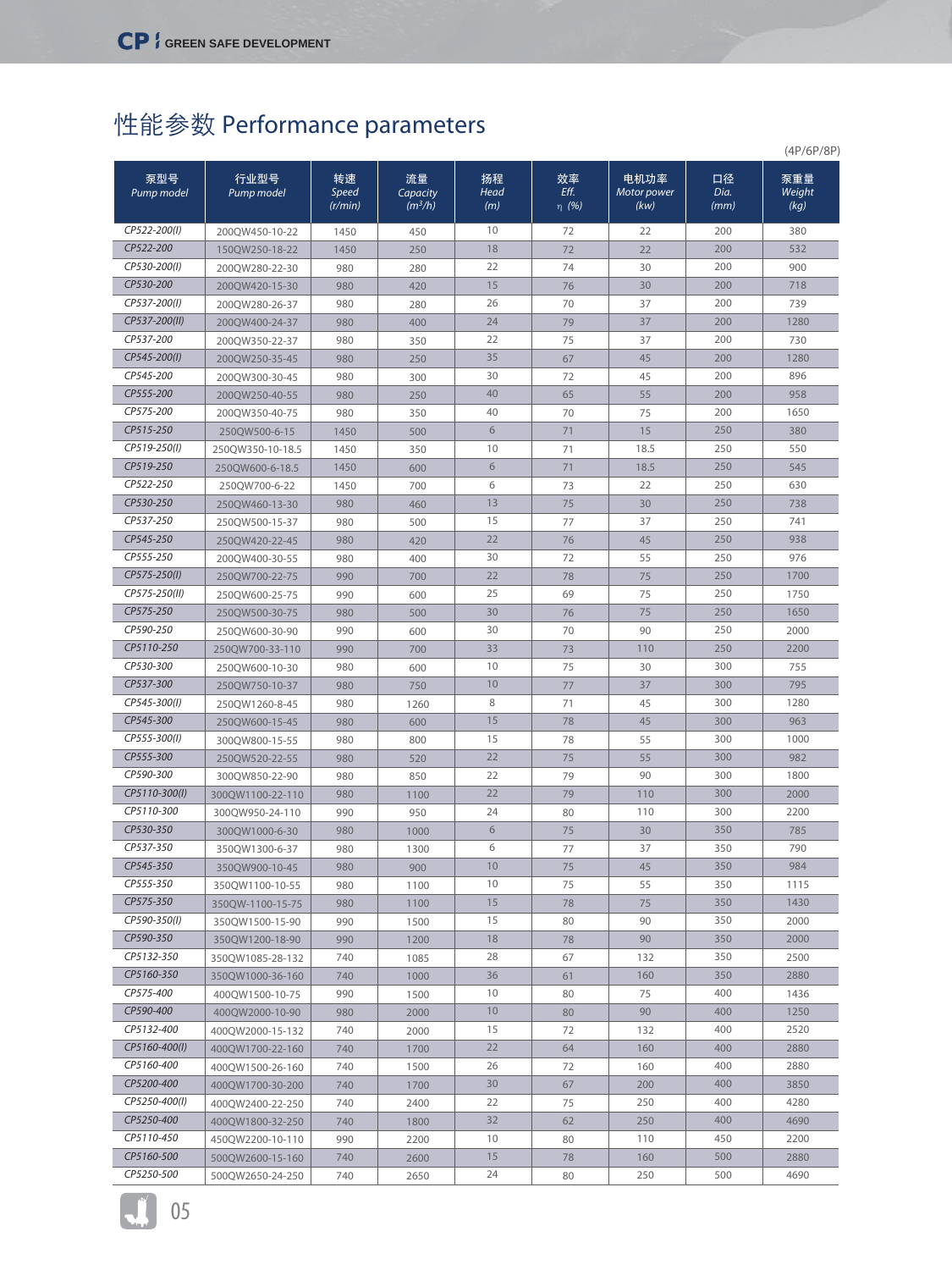# 性能参数 Performance parameters

(4P/6P/8P)

| 泵型号 *Pump model* | 行业型号 *Pump model* | 转速 *Speed (r/min)* | 流量 *Capacity ($m^3$/h)* | 扬程 *Head (m)* | 效率 *Eff.* η (%) | 电机功率 *Motor power (kw)* | 口径 *Dia. (mm)* | 泵重量 *Weight (kg)* |
|---|---|---|---|---|---|---|---|---|
| CP522-200(I) | 200QW450-10-22 | 1450 | 450 | 10 | 72 | 22 | 200 | 380 |
| CP522-200 | 150QW250-18-22 | 1450 | 250 | 18 | 72 | 22 | 200 | 532 |
| CP530-200(I) | 200QW280-22-30 | 980 | 280 | 22 | 74 | 30 | 200 | 900 |
| CP530-200 | 200QW420-15-30 | 980 | 420 | 15 | 76 | 30 | 200 | 718 |
| CP537-200(I) | 200QW280-26-37 | 980 | 280 | 26 | 70 | 37 | 200 | 739 |
| CP537-200(II) | 200QW400-24-37 | 980 | 400 | 24 | 79 | 37 | 200 | 1280 |
| CP537-200 | 200QW350-22-37 | 980 | 350 | 22 | 75 | 37 | 200 | 730 |
| CP545-200(I) | 200QW250-35-45 | 980 | 250 | 35 | 67 | 45 | 200 | 1280 |
| CP545-200 | 200QW300-30-45 | 980 | 300 | 30 | 72 | 45 | 200 | 896 |
| CP555-200 | 200QW250-40-55 | 980 | 250 | 40 | 65 | 55 | 200 | 958 |
| CP575-200 | 200QW350-40-75 | 980 | 350 | 40 | 70 | 75 | 200 | 1650 |
| CP515-250 | 250QW500-6-15 | 1450 | 500 | 6 | 71 | 15 | 250 | 380 |
| CP519-250(I) | 250QW350-10-18.5 | 1450 | 350 | 10 | 71 | 18.5 | 250 | 550 |
| CP519-250 | 250QW600-6-18.5 | 1450 | 600 | 6 | 71 | 18.5 | 250 | 545 |
| CP522-250 | 250QW700-6-22 | 1450 | 700 | 6 | 73 | 22 | 250 | 630 |
| CP530-250 | 250QW460-13-30 | 980 | 460 | 13 | 75 | 30 | 250 | 738 |
| CP537-250 | 250QW500-15-37 | 980 | 500 | 15 | 77 | 37 | 250 | 741 |
| CP545-250 | 250QW420-22-45 | 980 | 420 | 22 | 76 | 45 | 250 | 938 |
| CP555-250 | 200QW400-30-55 | 980 | 400 | 30 | 72 | 55 | 250 | 976 |
| CP575-250(I) | 250QW700-22-75 | 990 | 700 | 22 | 78 | 75 | 250 | 1700 |
| CP575-250(II) | 250QW600-25-75 | 990 | 600 | 25 | 69 | 75 | 250 | 1750 |
| CP575-250 | 250QW500-30-75 | 980 | 500 | 30 | 76 | 75 | 250 | 1650 |
| CP590-250 | 250QW600-30-90 | 990 | 600 | 30 | 70 | 90 | 250 | 2000 |
| CP5110-250 | 250QW700-33-110 | 990 | 700 | 33 | 73 | 110 | 250 | 2200 |
| CP530-300 | 250QW600-10-30 | 980 | 600 | 10 | 75 | 30 | 300 | 755 |
| CP537-300 | 250QW750-10-37 | 980 | 750 | 10 | 77 | 37 | 300 | 795 |
| CP545-300(I) | 250QW1260-8-45 | 980 | 1260 | 8 | 71 | 45 | 300 | 1280 |
| CP545-300 | 250QW600-15-45 | 980 | 600 | 15 | 78 | 45 | 300 | 963 |
| CP555-300(I) | 300QW800-15-55 | 980 | 800 | 15 | 78 | 55 | 300 | 1000 |
| CP555-300 | 250QW520-22-55 | 980 | 520 | 22 | 75 | 55 | 300 | 982 |
| CP590-300 | 300QW850-22-90 | 980 | 850 | 22 | 79 | 90 | 300 | 1800 |
| CP5110-300(I) | 300QW1100-22-110 | 980 | 1100 | 22 | 79 | 110 | 300 | 2000 |
| CP5110-300 | 300QW950-24-110 | 990 | 950 | 24 | 80 | 110 | 300 | 2200 |
| CP530-350 | 300QW1000-6-30 | 980 | 1000 | 6 | 75 | 30 | 350 | 785 |
| CP537-350 | 350QW1300-6-37 | 980 | 1300 | 6 | 77 | 37 | 350 | 790 |
| CP545-350 | 350QW900-10-45 | 980 | 900 | 10 | 75 | 45 | 350 | 984 |
| CP555-350 | 350QW1100-10-55 | 980 | 1100 | 10 | 75 | 55 | 350 | 1115 |
| CP575-350 | 350QW-1100-15-75 | 980 | 1100 | 15 | 78 | 75 | 350 | 1430 |
| CP590-350(I) | 350QW1500-15-90 | 990 | 1500 | 15 | 80 | 90 | 350 | 2000 |
| CP590-350 | 350QW1200-18-90 | 990 | 1200 | 18 | 78 | 90 | 350 | 2000 |
| CP5132-350 | 350QW1085-28-132 | 740 | 1085 | 28 | 67 | 132 | 350 | 2500 |
| CP5160-350 | 350QW1000-36-160 | 740 | 1000 | 36 | 61 | 160 | 350 | 2880 |
| CP575-400 | 400QW1500-10-75 | 990 | 1500 | 10 | 80 | 75 | 400 | 1436 |
| CP590-400 | 400QW2000-10-90 | 980 | 2000 | 10 | 80 | 90 | 400 | 1250 |
| CP5132-400 | 400QW2000-15-132 | 740 | 2000 | 15 | 72 | 132 | 400 | 2520 |
| CP5160-400(I) | 400QW1700-22-160 | 740 | 1700 | 22 | 64 | 160 | 400 | 2880 |
| CP5160-400 | 400QW1500-26-160 | 740 | 1500 | 26 | 72 | 160 | 400 | 2880 |
| CP5200-400 | 400QW1700-30-200 | 740 | 1700 | 30 | 67 | 200 | 400 | 3850 |
| CP5250-400(I) | 400QW2400-22-250 | 740 | 2400 | 22 | 75 | 250 | 400 | 4280 |
| CP5250-400 | 400QW1800-32-250 | 740 | 1800 | 32 | 62 | 250 | 400 | 4690 |
| CP5110-450 | 450QW2200-10-110 | 990 | 2200 | 10 | 80 | 110 | 450 | 2200 |
| CP5160-500 | 500QW2600-15-160 | 740 | 2600 | 15 | 78 | 160 | 500 | 2880 |
| CP5250-500 | 500QW2650-24-250 | 740 | 2650 | 24 | 80 | 250 | 500 | 4690 |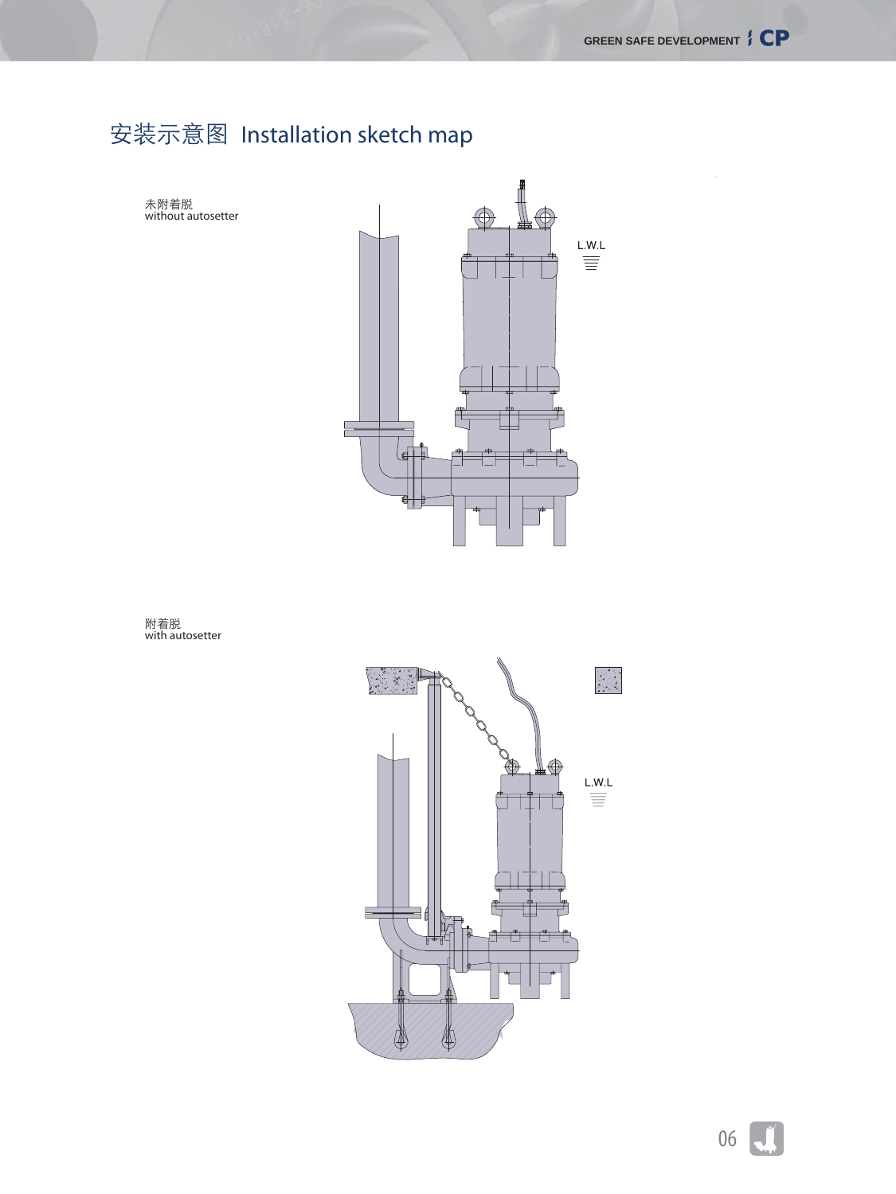# 安装示意图 Installation sketch map

未附着脱
without autosetter

L.W.L

附着脱
with autosetter

L.W.L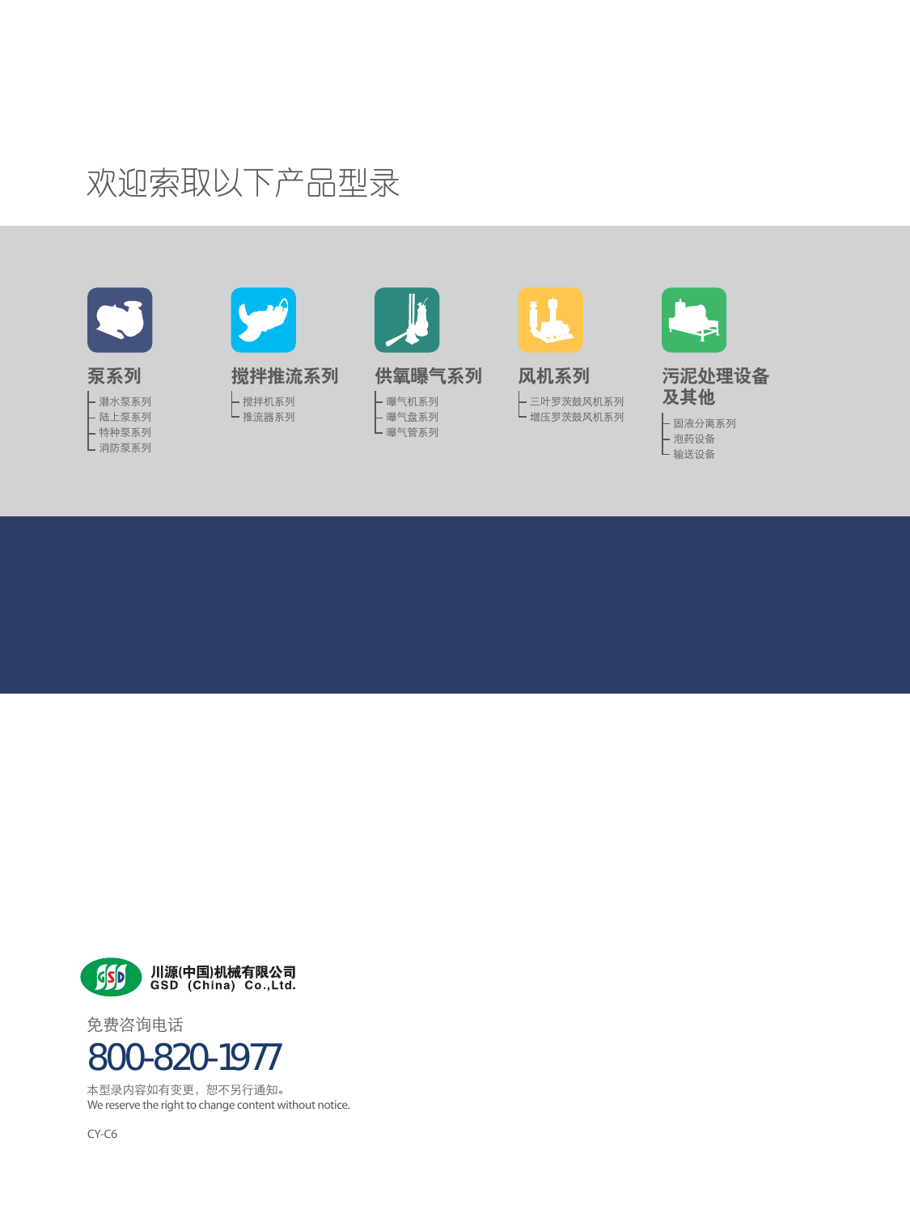# 欢迎索取以下产品型录

## 泵系列
- 潜水泵系列
- 陆上泵系列
- 特种泵系列
- 消防泵系列

## 搅拌推流系列
- 搅拌机系列
- 推流器系列

## 供氧曝气系列
- 曝气机系列
- 曝气盘系列
- 曝气管系列

## 风机系列
- 三叶罗茨鼓风机系列
- 增压罗茨鼓风机系列

## 污泥处理设备及其他
- 固液分离系列
- 泡药设备
- 输送设备

川源(中国)机械有限公司
GSD (China) Co.,Ltd.

免费咨询电话

**800-820-1977**

本型录内容如有变更，恕不另行通知。
We reserve the right to change content without notice.

CY-C6